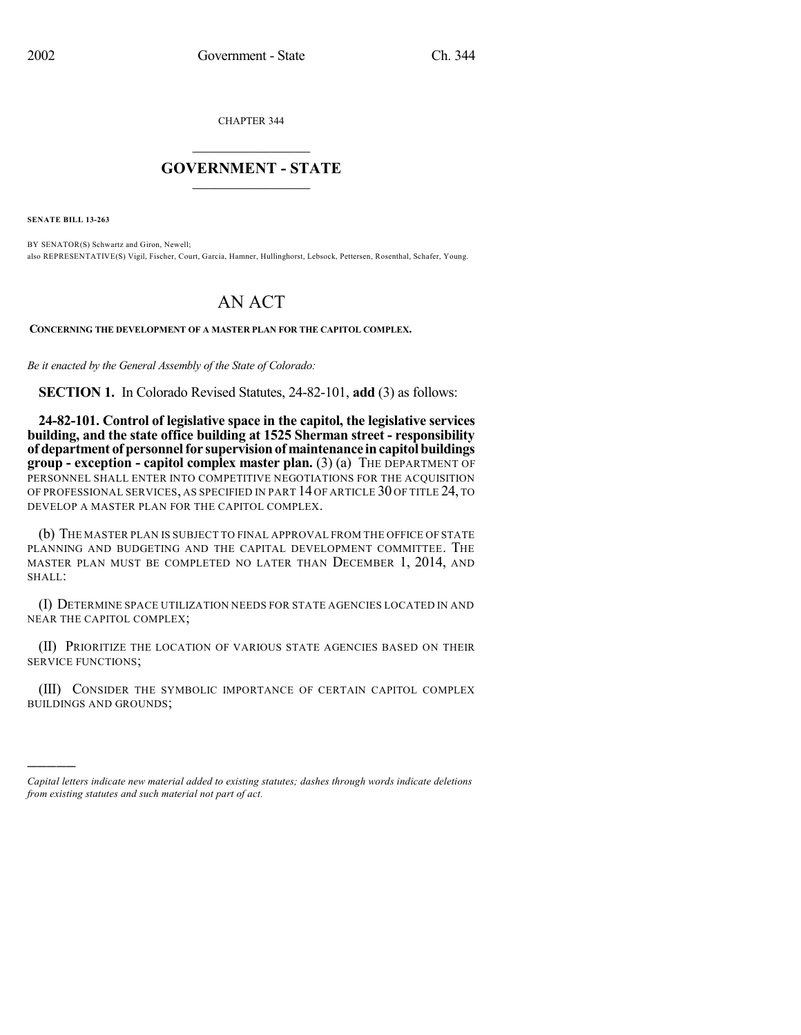CHAPTER 344

# GOVERNMENT - STATE

**SENATE BILL 13-263**

BY SENATOR(S) Schwartz and Giron, Newell;
also REPRESENTATIVE(S) Vigil, Fischer, Court, Garcia, Hamner, Hullinghorst, Lebsock, Pettersen, Rosenthal, Schafer, Young.

# AN ACT

**CONCERNING THE DEVELOPMENT OF A MASTER PLAN FOR THE CAPITOL COMPLEX.**

*Be it enacted by the General Assembly of the State of Colorado:*

**SECTION 1.** In Colorado Revised Statutes, 24-82-101, **add** (3) as follows:

**24-82-101. Control of legislative space in the capitol, the legislative services building, and the state office building at 1525 Sherman street - responsibility of department of personnel for supervision of maintenance in capitol buildings group - exception - capitol complex master plan.** (3) (a) THE DEPARTMENT OF PERSONNEL SHALL ENTER INTO COMPETITIVE NEGOTIATIONS FOR THE ACQUISITION OF PROFESSIONAL SERVICES, AS SPECIFIED IN PART 14 OF ARTICLE 30 OF TITLE 24, TO DEVELOP A MASTER PLAN FOR THE CAPITOL COMPLEX.

(b) THE MASTER PLAN IS SUBJECT TO FINAL APPROVAL FROM THE OFFICE OF STATE PLANNING AND BUDGETING AND THE CAPITAL DEVELOPMENT COMMITTEE. THE MASTER PLAN MUST BE COMPLETED NO LATER THAN DECEMBER 1, 2014, AND SHALL:

(I) DETERMINE SPACE UTILIZATION NEEDS FOR STATE AGENCIES LOCATED IN AND NEAR THE CAPITOL COMPLEX;

(II) PRIORITIZE THE LOCATION OF VARIOUS STATE AGENCIES BASED ON THEIR SERVICE FUNCTIONS;

(III) CONSIDER THE SYMBOLIC IMPORTANCE OF CERTAIN CAPITOL COMPLEX BUILDINGS AND GROUNDS;

*Capital letters indicate new material added to existing statutes; dashes through words indicate deletions from existing statutes and such material not part of act.*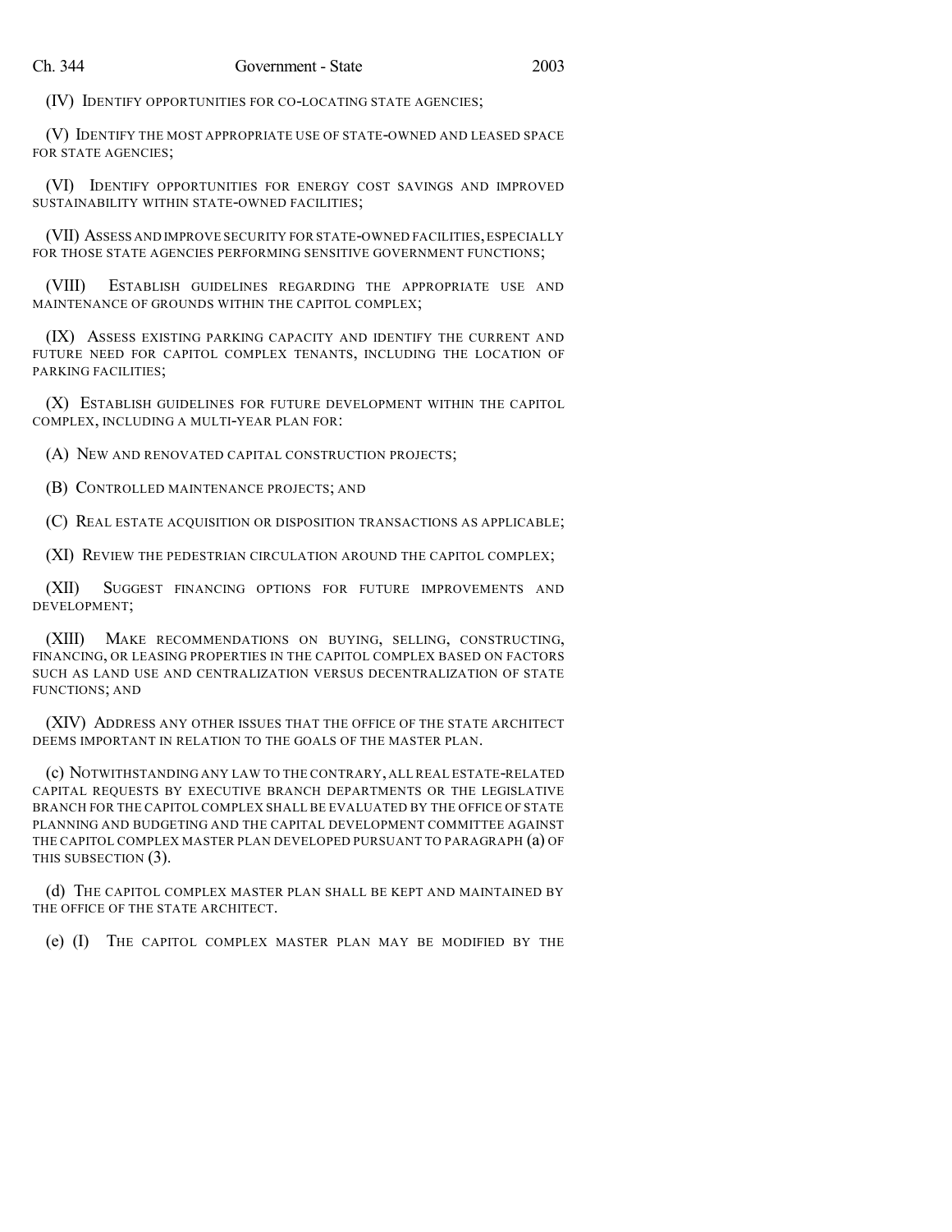(IV) IDENTIFY OPPORTUNITIES FOR CO-LOCATING STATE AGENCIES;

(V) IDENTIFY THE MOST APPROPRIATE USE OF STATE-OWNED AND LEASED SPACE FOR STATE AGENCIES;

(VI) IDENTIFY OPPORTUNITIES FOR ENERGY COST SAVINGS AND IMPROVED SUSTAINABILITY WITHIN STATE-OWNED FACILITIES;

(VII) ASSESS AND IMPROVE SECURITY FOR STATE-OWNED FACILITIES, ESPECIALLY FOR THOSE STATE AGENCIES PERFORMING SENSITIVE GOVERNMENT FUNCTIONS;

(VIII) ESTABLISH GUIDELINES REGARDING THE APPROPRIATE USE AND MAINTENANCE OF GROUNDS WITHIN THE CAPITOL COMPLEX;

(IX) ASSESS EXISTING PARKING CAPACITY AND IDENTIFY THE CURRENT AND FUTURE NEED FOR CAPITOL COMPLEX TENANTS, INCLUDING THE LOCATION OF PARKING FACILITIES;

(X) ESTABLISH GUIDELINES FOR FUTURE DEVELOPMENT WITHIN THE CAPITOL COMPLEX, INCLUDING A MULTI-YEAR PLAN FOR:

(A) NEW AND RENOVATED CAPITAL CONSTRUCTION PROJECTS;

(B) CONTROLLED MAINTENANCE PROJECTS; AND

(C) REAL ESTATE ACQUISITION OR DISPOSITION TRANSACTIONS AS APPLICABLE;

(XI) REVIEW THE PEDESTRIAN CIRCULATION AROUND THE CAPITOL COMPLEX;

(XII) SUGGEST FINANCING OPTIONS FOR FUTURE IMPROVEMENTS AND DEVELOPMENT;

(XIII) MAKE RECOMMENDATIONS ON BUYING, SELLING, CONSTRUCTING, FINANCING, OR LEASING PROPERTIES IN THE CAPITOL COMPLEX BASED ON FACTORS SUCH AS LAND USE AND CENTRALIZATION VERSUS DECENTRALIZATION OF STATE FUNCTIONS; AND

(XIV) ADDRESS ANY OTHER ISSUES THAT THE OFFICE OF THE STATE ARCHITECT DEEMS IMPORTANT IN RELATION TO THE GOALS OF THE MASTER PLAN.

(c) NOTWITHSTANDING ANY LAW TO THE CONTRARY, ALL REAL ESTATE-RELATED CAPITAL REQUESTS BY EXECUTIVE BRANCH DEPARTMENTS OR THE LEGISLATIVE BRANCH FOR THE CAPITOL COMPLEX SHALL BE EVALUATED BY THE OFFICE OF STATE PLANNING AND BUDGETING AND THE CAPITAL DEVELOPMENT COMMITTEE AGAINST THE CAPITOL COMPLEX MASTER PLAN DEVELOPED PURSUANT TO PARAGRAPH (a) OF THIS SUBSECTION (3).

(d) THE CAPITOL COMPLEX MASTER PLAN SHALL BE KEPT AND MAINTAINED BY THE OFFICE OF THE STATE ARCHITECT.

(e) (I) THE CAPITOL COMPLEX MASTER PLAN MAY BE MODIFIED BY THE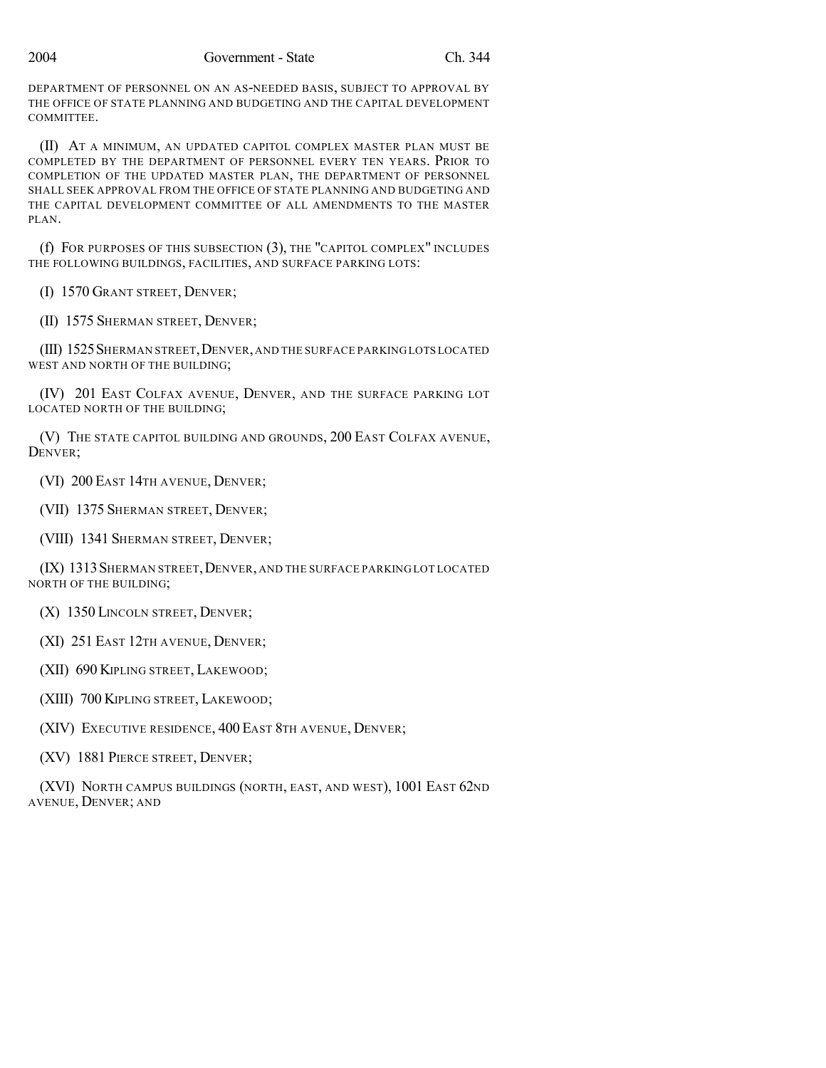DEPARTMENT OF PERSONNEL ON AN AS-NEEDED BASIS, SUBJECT TO APPROVAL BY THE OFFICE OF STATE PLANNING AND BUDGETING AND THE CAPITAL DEVELOPMENT COMMITTEE.

(II) AT A MINIMUM, AN UPDATED CAPITOL COMPLEX MASTER PLAN MUST BE COMPLETED BY THE DEPARTMENT OF PERSONNEL EVERY TEN YEARS. PRIOR TO COMPLETION OF THE UPDATED MASTER PLAN, THE DEPARTMENT OF PERSONNEL SHALL SEEK APPROVAL FROM THE OFFICE OF STATE PLANNING AND BUDGETING AND THE CAPITAL DEVELOPMENT COMMITTEE OF ALL AMENDMENTS TO THE MASTER PLAN.

(f) FOR PURPOSES OF THIS SUBSECTION (3), THE "CAPITOL COMPLEX" INCLUDES THE FOLLOWING BUILDINGS, FACILITIES, AND SURFACE PARKING LOTS:

(I) 1570 GRANT STREET, DENVER;

(II) 1575 SHERMAN STREET, DENVER;

(III) 1525 SHERMAN STREET, DENVER, AND THE SURFACE PARKING LOTS LOCATED WEST AND NORTH OF THE BUILDING;

(IV) 201 EAST COLFAX AVENUE, DENVER, AND THE SURFACE PARKING LOT LOCATED NORTH OF THE BUILDING;

(V) THE STATE CAPITOL BUILDING AND GROUNDS, 200 EAST COLFAX AVENUE, DENVER;

(VI) 200 EAST 14TH AVENUE, DENVER;

(VII) 1375 SHERMAN STREET, DENVER;

(VIII) 1341 SHERMAN STREET, DENVER;

(IX) 1313 SHERMAN STREET, DENVER, AND THE SURFACE PARKING LOT LOCATED NORTH OF THE BUILDING;

(X) 1350 LINCOLN STREET, DENVER;

(XI) 251 EAST 12TH AVENUE, DENVER;

(XII) 690 KIPLING STREET, LAKEWOOD;

(XIII) 700 KIPLING STREET, LAKEWOOD;

(XIV) EXECUTIVE RESIDENCE, 400 EAST 8TH AVENUE, DENVER;

(XV) 1881 PIERCE STREET, DENVER;

(XVI) NORTH CAMPUS BUILDINGS (NORTH, EAST, AND WEST), 1001 EAST 62ND AVENUE, DENVER; AND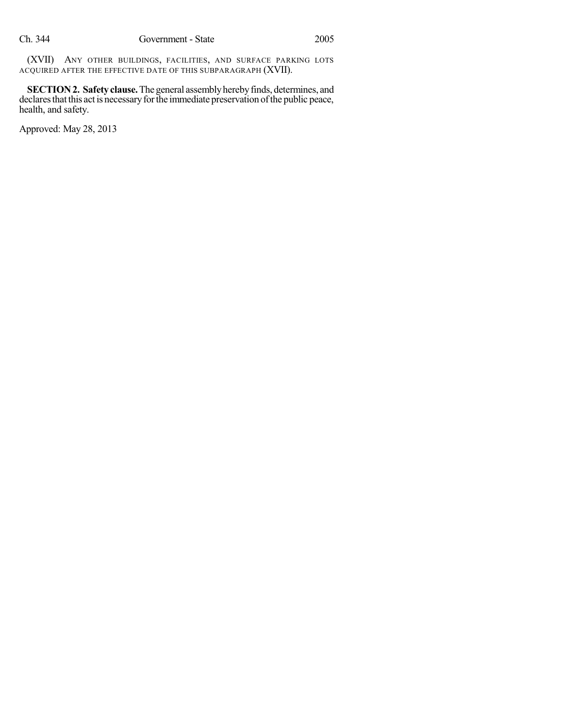(XVII) ANY OTHER BUILDINGS, FACILITIES, AND SURFACE PARKING LOTS ACQUIRED AFTER THE EFFECTIVE DATE OF THIS SUBPARAGRAPH (XVII).

**SECTION 2. Safety clause.** The general assembly hereby finds, determines, and declares that this act is necessary for the immediate preservation of the public peace, health, and safety.

Approved: May 28, 2013